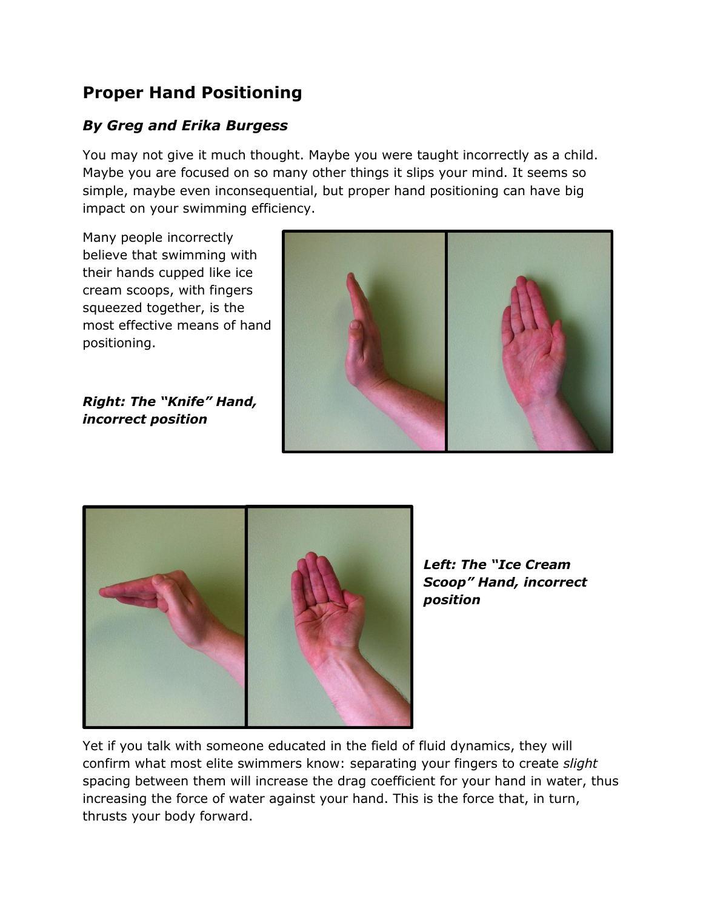## Proper Hand Positioning

### *By Greg and Erika Burgess*

You may not give it much thought. Maybe you were taught incorrectly as a child. Maybe you are focused on so many other things it slips your mind. It seems so simple, maybe even inconsequential, but proper hand positioning can have big impact on your swimming efficiency.

Many people incorrectly believe that swimming with their hands cupped like ice cream scoops, with fingers squeezed together, is the most effective means of hand positioning.

***Right: The "Knife" Hand, incorrect position***

***Left: The "Ice Cream Scoop" Hand, incorrect position***

Yet if you talk with someone educated in the field of fluid dynamics, they will confirm what most elite swimmers know: separating your fingers to create *slight* spacing between them will increase the drag coefficient for your hand in water, thus increasing the force of water against your hand. This is the force that, in turn, thrusts your body forward.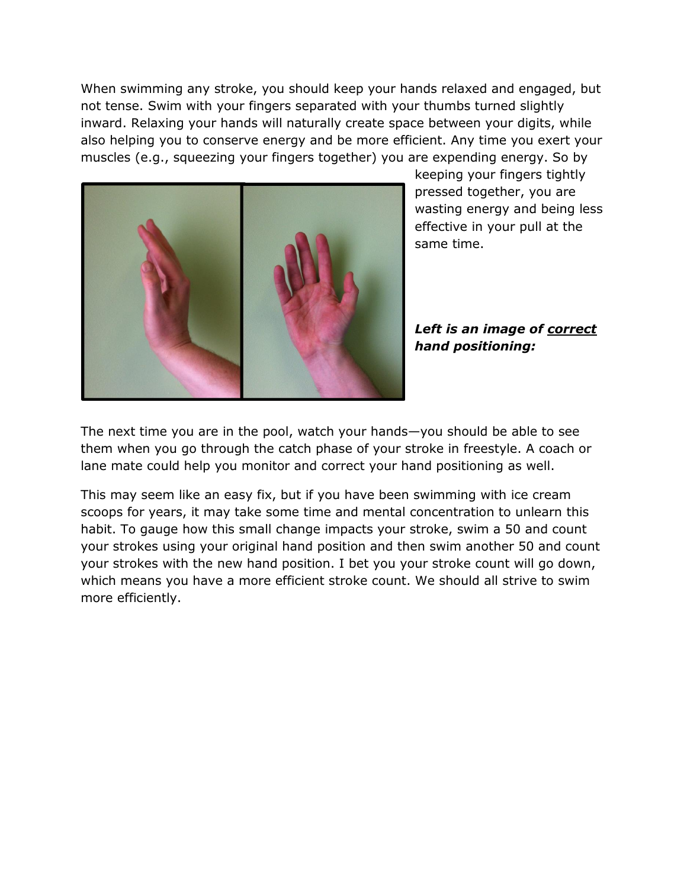When swimming any stroke, you should keep your hands relaxed and engaged, but not tense. Swim with your fingers separated with your thumbs turned slightly inward. Relaxing your hands will naturally create space between your digits, while also helping you to conserve energy and be more efficient. Any time you exert your muscles (e.g., squeezing your fingers together) you are expending energy. So by keeping your fingers tightly pressed together, you are wasting energy and being less effective in your pull at the same time.

***Left is an image of <u>correct</u> hand positioning:***

The next time you are in the pool, watch your hands—you should be able to see them when you go through the catch phase of your stroke in freestyle. A coach or lane mate could help you monitor and correct your hand positioning as well.

This may seem like an easy fix, but if you have been swimming with ice cream scoops for years, it may take some time and mental concentration to unlearn this habit. To gauge how this small change impacts your stroke, swim a 50 and count your strokes using your original hand position and then swim another 50 and count your strokes with the new hand position. I bet you your stroke count will go down, which means you have a more efficient stroke count. We should all strive to swim more efficiently.